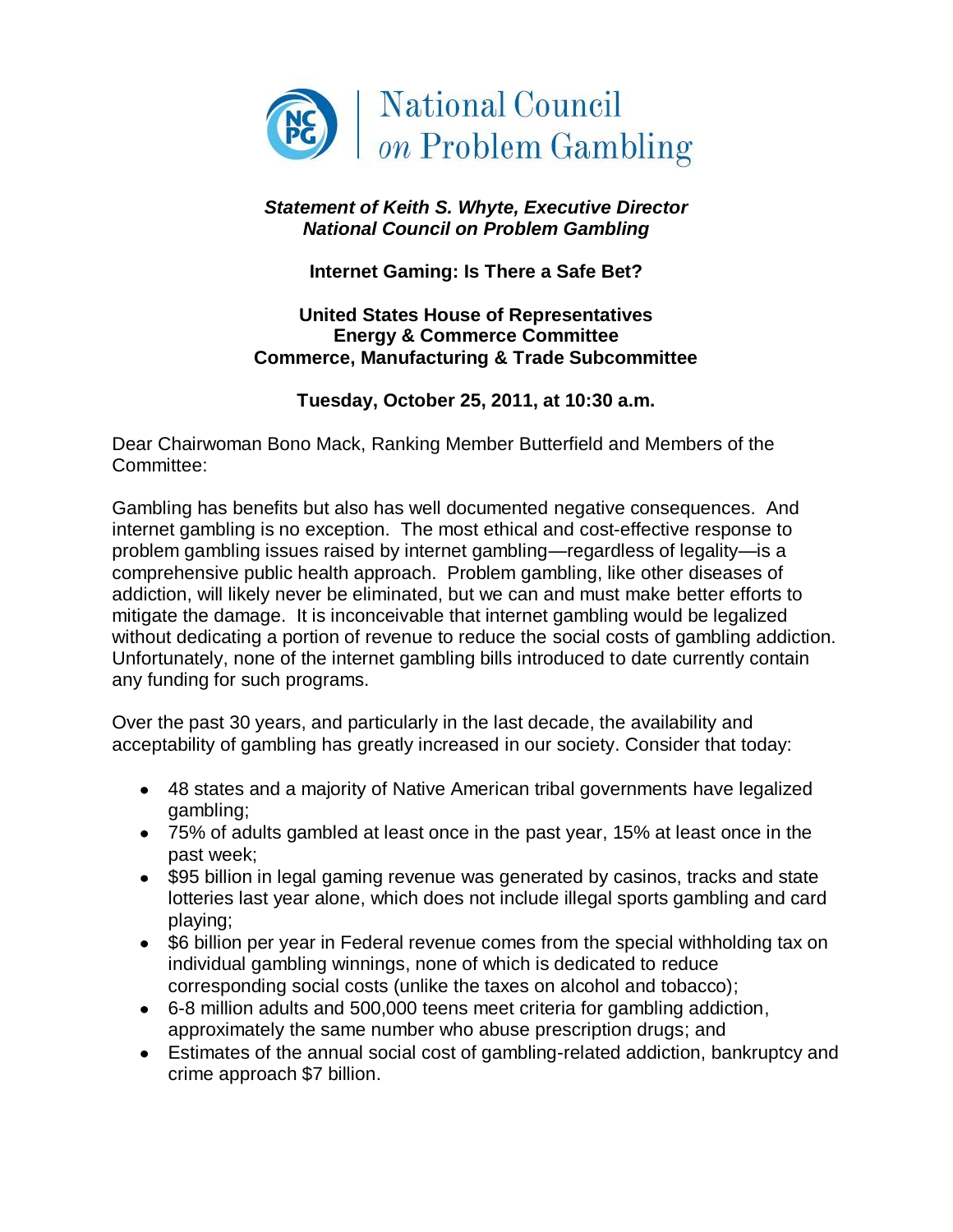National Council on Problem Gambling

***Statement of Keith S. Whyte, Executive Director***
***National Council on Problem Gambling***

**Internet Gaming: Is There a Safe Bet?**

**United States House of Representatives**
**Energy & Commerce Committee**
**Commerce, Manufacturing & Trade Subcommittee**

**Tuesday, October 25, 2011, at 10:30 a.m.**

Dear Chairwoman Bono Mack, Ranking Member Butterfield and Members of the Committee:

Gambling has benefits but also has well documented negative consequences. And internet gambling is no exception. The most ethical and cost-effective response to problem gambling issues raised by internet gambling—regardless of legality—is a comprehensive public health approach. Problem gambling, like other diseases of addiction, will likely never be eliminated, but we can and must make better efforts to mitigate the damage. It is inconceivable that internet gambling would be legalized without dedicating a portion of revenue to reduce the social costs of gambling addiction. Unfortunately, none of the internet gambling bills introduced to date currently contain any funding for such programs.

Over the past 30 years, and particularly in the last decade, the availability and acceptability of gambling has greatly increased in our society. Consider that today:

- 48 states and a majority of Native American tribal governments have legalized gambling;
- 75% of adults gambled at least once in the past year, 15% at least once in the past week;
- $95 billion in legal gaming revenue was generated by casinos, tracks and state lotteries last year alone, which does not include illegal sports gambling and card playing;
- $6 billion per year in Federal revenue comes from the special withholding tax on individual gambling winnings, none of which is dedicated to reduce corresponding social costs (unlike the taxes on alcohol and tobacco);
- 6-8 million adults and 500,000 teens meet criteria for gambling addiction, approximately the same number who abuse prescription drugs; and
- Estimates of the annual social cost of gambling-related addiction, bankruptcy and crime approach $7 billion.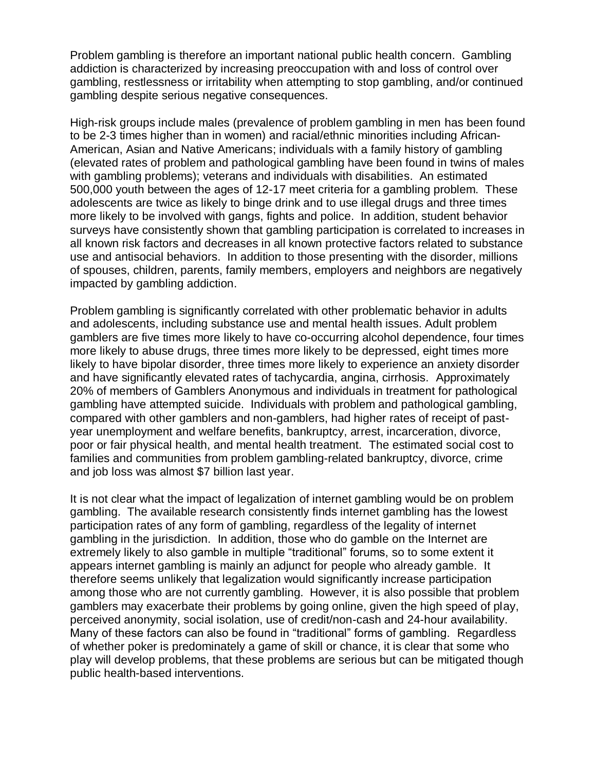Problem gambling is therefore an important national public health concern. Gambling addiction is characterized by increasing preoccupation with and loss of control over gambling, restlessness or irritability when attempting to stop gambling, and/or continued gambling despite serious negative consequences.

High-risk groups include males (prevalence of problem gambling in men has been found to be 2-3 times higher than in women) and racial/ethnic minorities including African-American, Asian and Native Americans; individuals with a family history of gambling (elevated rates of problem and pathological gambling have been found in twins of males with gambling problems); veterans and individuals with disabilities. An estimated 500,000 youth between the ages of 12-17 meet criteria for a gambling problem. These adolescents are twice as likely to binge drink and to use illegal drugs and three times more likely to be involved with gangs, fights and police. In addition, student behavior surveys have consistently shown that gambling participation is correlated to increases in all known risk factors and decreases in all known protective factors related to substance use and antisocial behaviors. In addition to those presenting with the disorder, millions of spouses, children, parents, family members, employers and neighbors are negatively impacted by gambling addiction.

Problem gambling is significantly correlated with other problematic behavior in adults and adolescents, including substance use and mental health issues. Adult problem gamblers are five times more likely to have co-occurring alcohol dependence, four times more likely to abuse drugs, three times more likely to be depressed, eight times more likely to have bipolar disorder, three times more likely to experience an anxiety disorder and have significantly elevated rates of tachycardia, angina, cirrhosis. Approximately 20% of members of Gamblers Anonymous and individuals in treatment for pathological gambling have attempted suicide. Individuals with problem and pathological gambling, compared with other gamblers and non-gamblers, had higher rates of receipt of past-year unemployment and welfare benefits, bankruptcy, arrest, incarceration, divorce, poor or fair physical health, and mental health treatment. The estimated social cost to families and communities from problem gambling-related bankruptcy, divorce, crime and job loss was almost $7 billion last year.

It is not clear what the impact of legalization of internet gambling would be on problem gambling. The available research consistently finds internet gambling has the lowest participation rates of any form of gambling, regardless of the legality of internet gambling in the jurisdiction. In addition, those who do gamble on the Internet are extremely likely to also gamble in multiple "traditional" forums, so to some extent it appears internet gambling is mainly an adjunct for people who already gamble. It therefore seems unlikely that legalization would significantly increase participation among those who are not currently gambling. However, it is also possible that problem gamblers may exacerbate their problems by going online, given the high speed of play, perceived anonymity, social isolation, use of credit/non-cash and 24-hour availability. Many of these factors can also be found in "traditional" forms of gambling. Regardless of whether poker is predominately a game of skill or chance, it is clear that some who play will develop problems, that these problems are serious but can be mitigated though public health-based interventions.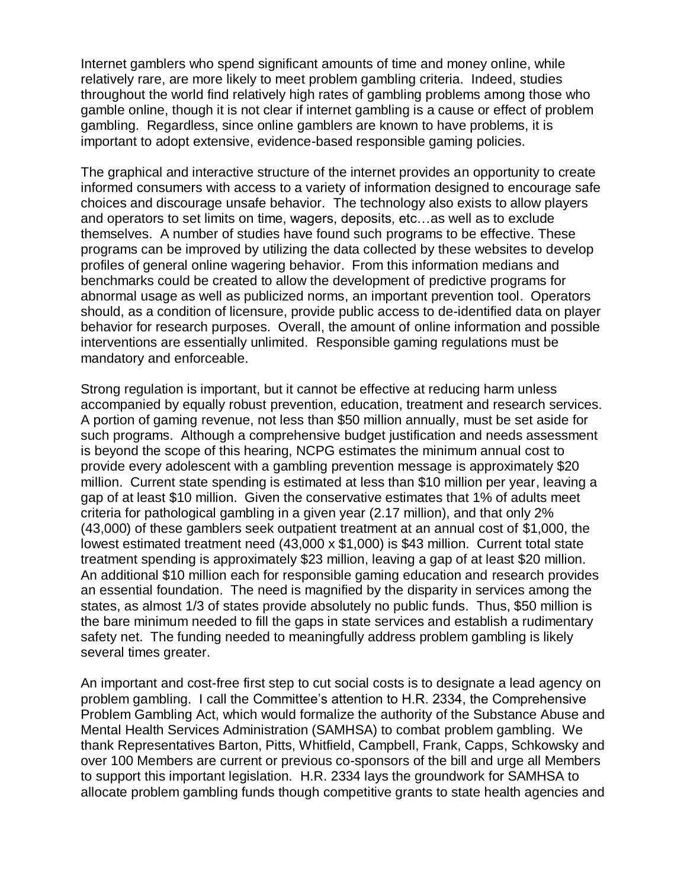Internet gamblers who spend significant amounts of time and money online, while relatively rare, are more likely to meet problem gambling criteria. Indeed, studies throughout the world find relatively high rates of gambling problems among those who gamble online, though it is not clear if internet gambling is a cause or effect of problem gambling. Regardless, since online gamblers are known to have problems, it is important to adopt extensive, evidence-based responsible gaming policies.

The graphical and interactive structure of the internet provides an opportunity to create informed consumers with access to a variety of information designed to encourage safe choices and discourage unsafe behavior. The technology also exists to allow players and operators to set limits on time, wagers, deposits, etc…as well as to exclude themselves. A number of studies have found such programs to be effective. These programs can be improved by utilizing the data collected by these websites to develop profiles of general online wagering behavior. From this information medians and benchmarks could be created to allow the development of predictive programs for abnormal usage as well as publicized norms, an important prevention tool. Operators should, as a condition of licensure, provide public access to de-identified data on player behavior for research purposes. Overall, the amount of online information and possible interventions are essentially unlimited. Responsible gaming regulations must be mandatory and enforceable.

Strong regulation is important, but it cannot be effective at reducing harm unless accompanied by equally robust prevention, education, treatment and research services. A portion of gaming revenue, not less than $50 million annually, must be set aside for such programs. Although a comprehensive budget justification and needs assessment is beyond the scope of this hearing, NCPG estimates the minimum annual cost to provide every adolescent with a gambling prevention message is approximately $20 million. Current state spending is estimated at less than $10 million per year, leaving a gap of at least $10 million. Given the conservative estimates that 1% of adults meet criteria for pathological gambling in a given year (2.17 million), and that only 2% (43,000) of these gamblers seek outpatient treatment at an annual cost of $1,000, the lowest estimated treatment need (43,000 x $1,000) is $43 million. Current total state treatment spending is approximately $23 million, leaving a gap of at least $20 million. An additional $10 million each for responsible gaming education and research provides an essential foundation. The need is magnified by the disparity in services among the states, as almost 1/3 of states provide absolutely no public funds. Thus, $50 million is the bare minimum needed to fill the gaps in state services and establish a rudimentary safety net. The funding needed to meaningfully address problem gambling is likely several times greater.

An important and cost-free first step to cut social costs is to designate a lead agency on problem gambling. I call the Committee's attention to H.R. 2334, the Comprehensive Problem Gambling Act, which would formalize the authority of the Substance Abuse and Mental Health Services Administration (SAMHSA) to combat problem gambling. We thank Representatives Barton, Pitts, Whitfield, Campbell, Frank, Capps, Schkowsky and over 100 Members are current or previous co-sponsors of the bill and urge all Members to support this important legislation. H.R. 2334 lays the groundwork for SAMHSA to allocate problem gambling funds though competitive grants to state health agencies and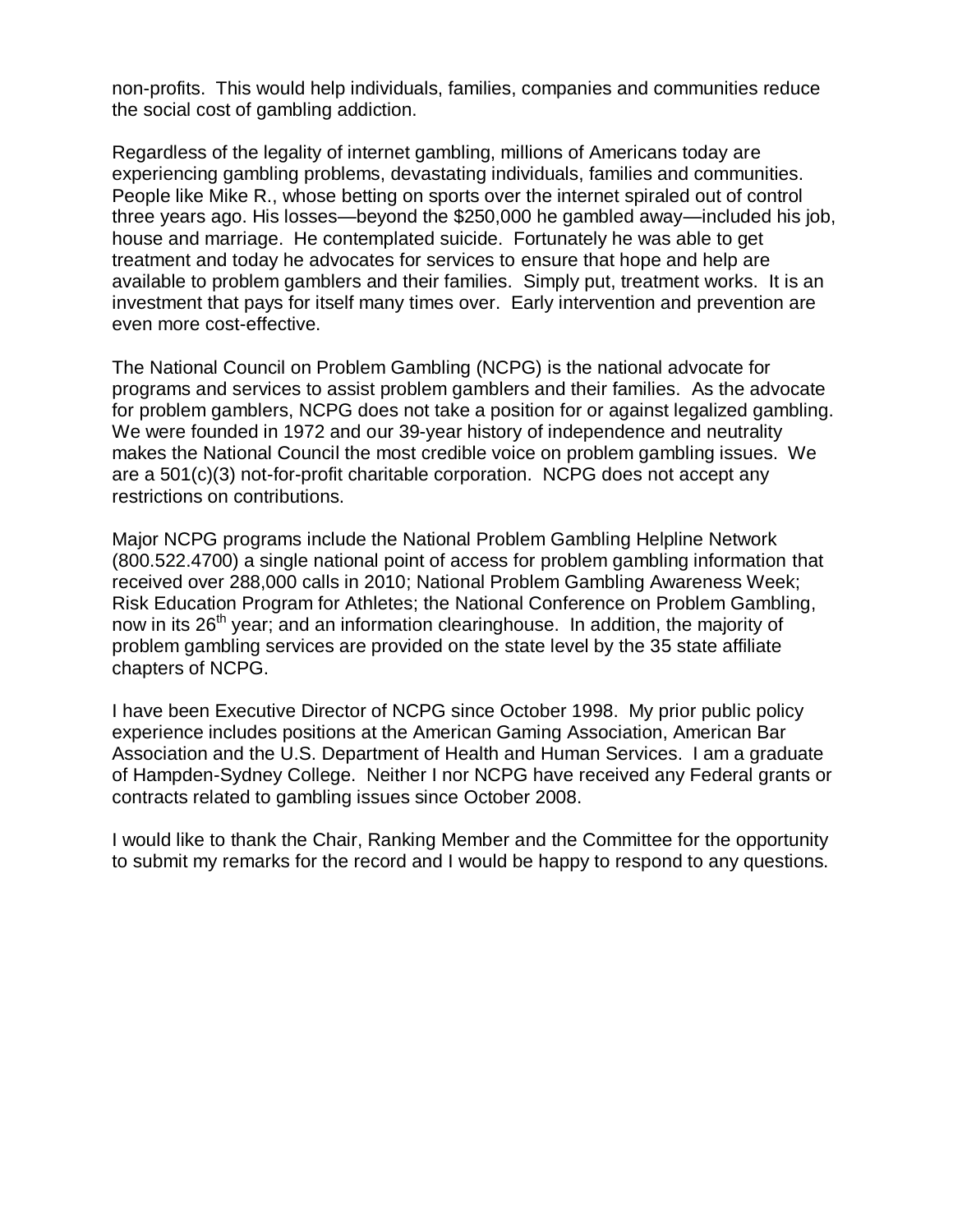non-profits. This would help individuals, families, companies and communities reduce the social cost of gambling addiction.

Regardless of the legality of internet gambling, millions of Americans today are experiencing gambling problems, devastating individuals, families and communities. People like Mike R., whose betting on sports over the internet spiraled out of control three years ago. His losses—beyond the $250,000 he gambled away—included his job, house and marriage. He contemplated suicide. Fortunately he was able to get treatment and today he advocates for services to ensure that hope and help are available to problem gamblers and their families. Simply put, treatment works. It is an investment that pays for itself many times over. Early intervention and prevention are even more cost-effective.

The National Council on Problem Gambling (NCPG) is the national advocate for programs and services to assist problem gamblers and their families. As the advocate for problem gamblers, NCPG does not take a position for or against legalized gambling. We were founded in 1972 and our 39-year history of independence and neutrality makes the National Council the most credible voice on problem gambling issues. We are a 501(c)(3) not-for-profit charitable corporation. NCPG does not accept any restrictions on contributions.

Major NCPG programs include the National Problem Gambling Helpline Network (800.522.4700) a single national point of access for problem gambling information that received over 288,000 calls in 2010; National Problem Gambling Awareness Week; Risk Education Program for Athletes; the National Conference on Problem Gambling, now in its 26th year; and an information clearinghouse. In addition, the majority of problem gambling services are provided on the state level by the 35 state affiliate chapters of NCPG.

I have been Executive Director of NCPG since October 1998. My prior public policy experience includes positions at the American Gaming Association, American Bar Association and the U.S. Department of Health and Human Services. I am a graduate of Hampden-Sydney College. Neither I nor NCPG have received any Federal grants or contracts related to gambling issues since October 2008.

I would like to thank the Chair, Ranking Member and the Committee for the opportunity to submit my remarks for the record and I would be happy to respond to any questions.